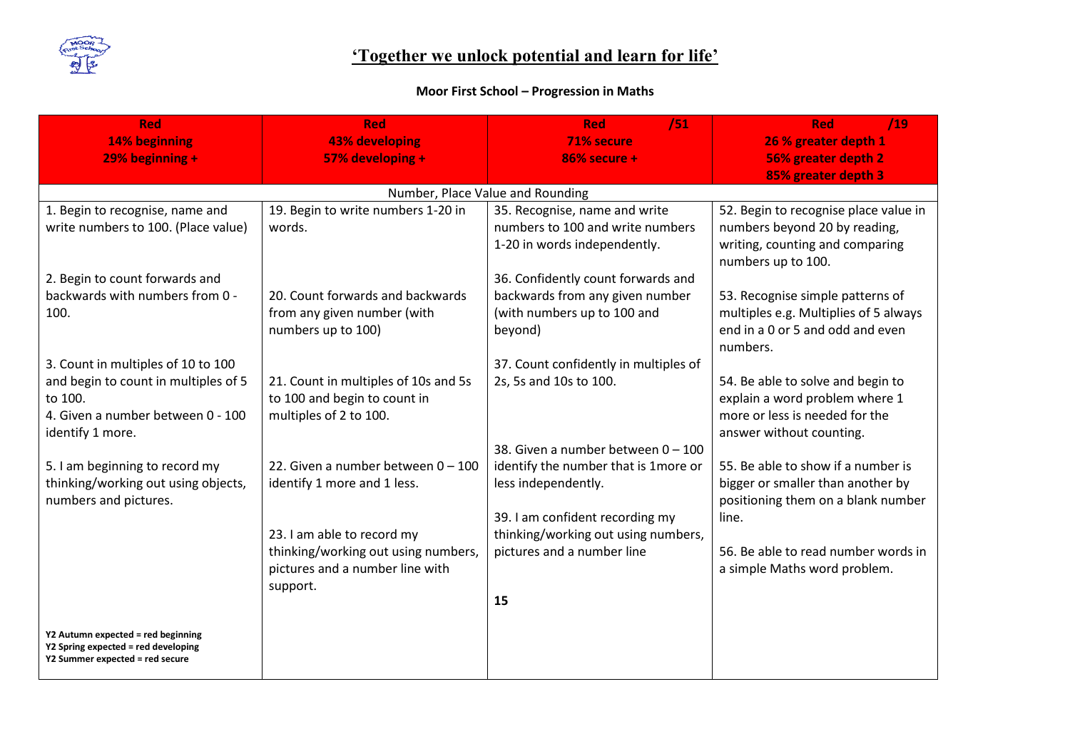# 'Together we unlock potential and learn for life'

**Moor First School – Progression in Maths**

| Red<br>14% beginning<br>29% beginning + | Red<br>43% developing<br>57% developing + | Red /51<br>71% secure<br>86% secure + | Red /19<br>26 % greater depth 1<br>56% greater depth 2<br>85% greater depth 3 |
|---|---|---|---|
| **Number, Place Value and Rounding** | | | |
| 1. Begin to recognise, name and write numbers to 100. (Place value)<br><br>2. Begin to count forwards and backwards with numbers from 0 - 100.<br><br>3. Count in multiples of 10 to 100 and begin to count in multiples of 5 to 100.<br>4. Given a number between 0 - 100 identify 1 more.<br><br>5. I am beginning to record my thinking/working out using objects, numbers and pictures.<br><br>**Y2 Autumn expected = red beginning**<br>**Y2 Spring expected = red developing**<br>**Y2 Summer expected = red secure** | 19. Begin to write numbers 1-20 in words.<br><br>20. Count forwards and backwards from any given number (with numbers up to 100)<br><br>21. Count in multiples of 10s and 5s to 100 and begin to count in multiples of 2 to 100.<br><br>22. Given a number between 0 – 100 identify 1 more and 1 less.<br><br>23. I am able to record my thinking/working out using numbers, pictures and a number line with support. | 35. Recognise, name and write numbers to 100 and write numbers 1-20 in words independently.<br><br>36. Confidently count forwards and backwards from any given number (with numbers up to 100 and beyond)<br><br>37. Count confidently in multiples of 2s, 5s and 10s to 100.<br><br>38. Given a number between 0 – 100 identify the number that is 1more or less independently.<br><br>39. I am confident recording my thinking/working out using numbers, pictures and a number line<br><br>**15** | 52. Begin to recognise place value in numbers beyond 20 by reading, writing, counting and comparing numbers up to 100.<br><br>53. Recognise simple patterns of multiples e.g. Multiples of 5 always end in a 0 or 5 and odd and even numbers.<br><br>54. Be able to solve and begin to explain a word problem where 1 more or less is needed for the answer without counting.<br><br>55. Be able to show if a number is bigger or smaller than another by positioning them on a blank number line.<br><br>56. Be able to read number words in a simple Maths word problem. |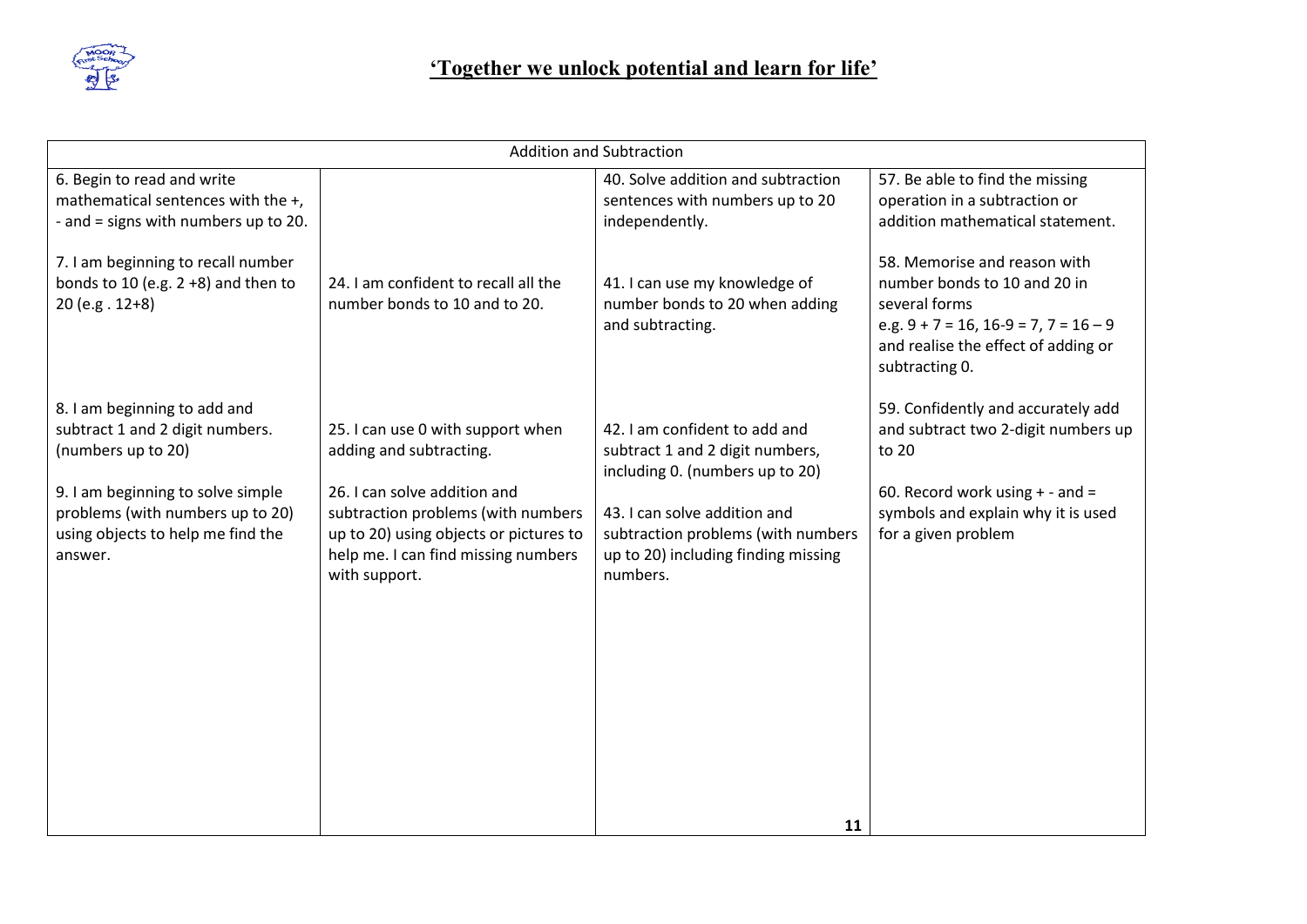# 'Together we unlock potential and learn for life'

| Addition and Subtraction | | | |
|---|---|---|---|
| 6. Begin to read and write mathematical sentences with the +, - and = signs with numbers up to 20.<br><br>7. I am beginning to recall number bonds to 10 (e.g. 2 +8) and then to 20 (e.g . 12+8)<br><br>8. I am beginning to add and subtract 1 and 2 digit numbers. (numbers up to 20)<br><br>9. I am beginning to solve simple problems (with numbers up to 20) using objects to help me find the answer. | 24. I am confident to recall all the number bonds to 10 and to 20.<br><br>25. I can use 0 with support when adding and subtracting.<br><br>26. I can solve addition and subtraction problems (with numbers up to 20) using objects or pictures to help me. I can find missing numbers with support. | 40. Solve addition and subtraction sentences with numbers up to 20 independently.<br><br>41. I can use my knowledge of number bonds to 20 when adding and subtracting.<br><br>42. I am confident to add and subtract 1 and 2 digit numbers, including 0. (numbers up to 20)<br><br>43. I can solve addition and subtraction problems (with numbers up to 20) including finding missing numbers. | 57. Be able to find the missing operation in a subtraction or addition mathematical statement.<br><br>58. Memorise and reason with number bonds to 10 and 20 in several forms e.g. 9 + 7 = 16, 16-9 = 7, 7 = 16 – 9 and realise the effect of adding or subtracting 0.<br><br>59. Confidently and accurately add and subtract two 2-digit numbers up to 20<br><br>60. Record work using + - and = symbols and explain why it is used for a given problem |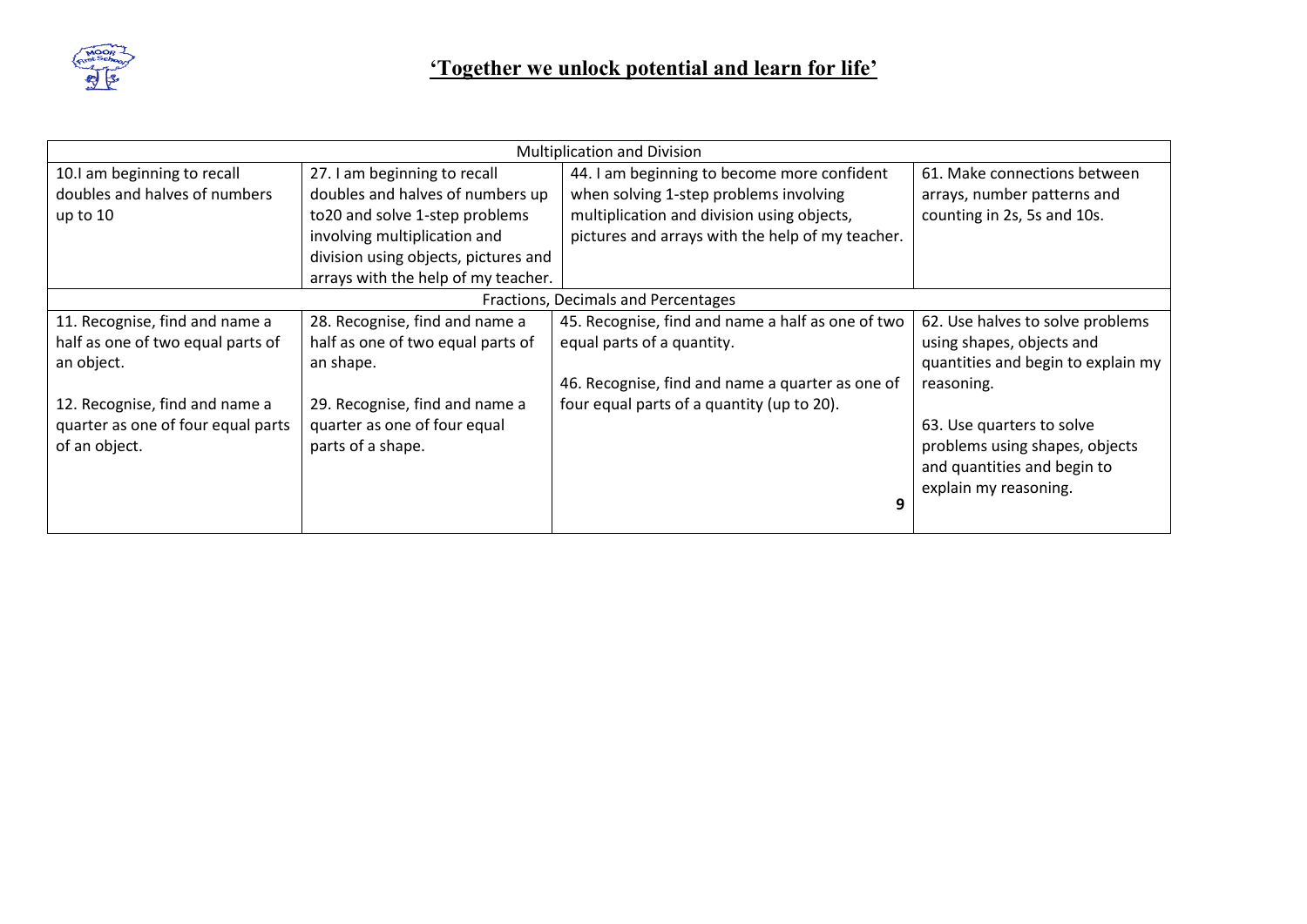## **'Together we unlock potential and learn for life'**

| Multiplication and Division | | | |
|---|---|---|---|
| 10.I am beginning to recall doubles and halves of numbers up to 10 | 27. I am beginning to recall doubles and halves of numbers up to20 and solve 1-step problems involving multiplication and division using objects, pictures and arrays with the help of my teacher. | 44. I am beginning to become more confident when solving 1-step problems involving multiplication and division using objects, pictures and arrays with the help of my teacher. | 61. Make connections between arrays, number patterns and counting in 2s, 5s and 10s. |
| **Fractions, Decimals and Percentages** | | | |
| 11. Recognise, find and name a half as one of two equal parts of an object.<br><br>12. Recognise, find and name a quarter as one of four equal parts of an object. | 28. Recognise, find and name a half as one of two equal parts of an shape.<br><br>29. Recognise, find and name a quarter as one of four equal parts of a shape. | 45. Recognise, find and name a half as one of two equal parts of a quantity.<br><br>46. Recognise, find and name a quarter as one of four equal parts of a quantity (up to 20). | 62. Use halves to solve problems using shapes, objects and quantities and begin to explain my reasoning.<br><br>63. Use quarters to solve problems using shapes, objects and quantities and begin to explain my reasoning. |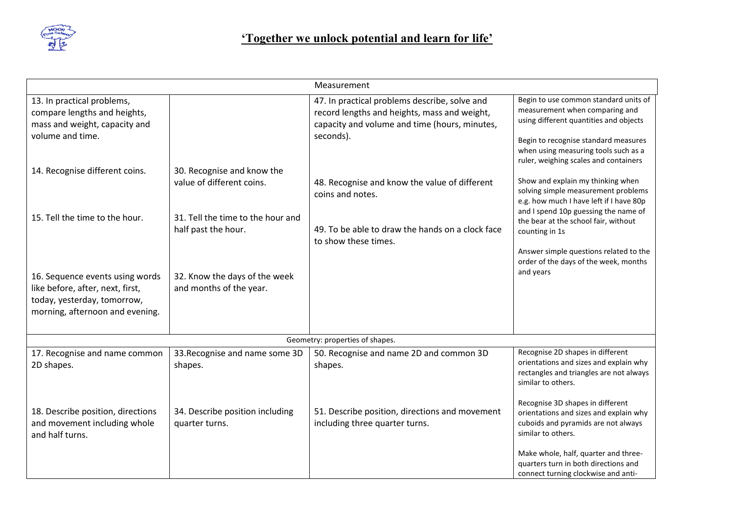**'Together we unlock potential and learn for life'**

| Measurement | | | |
|---|---|---|---|
| 13. In practical problems, compare lengths and heights, mass and weight, capacity and volume and time.<br><br>14. Recognise different coins.<br><br>15. Tell the time to the hour.<br><br>16. Sequence events using words like before, after, next, first, today, yesterday, tomorrow, morning, afternoon and evening. | 30. Recognise and know the value of different coins.<br><br>31. Tell the time to the hour and half past the hour.<br><br>32. Know the days of the week and months of the year. | 47. In practical problems describe, solve and record lengths and heights, mass and weight, capacity and volume and time (hours, minutes, seconds).<br><br>48. Recognise and know the value of different coins and notes.<br><br>49. To be able to draw the hands on a clock face to show these times. | Begin to use common standard units of measurement when comparing and using different quantities and objects<br><br>Begin to recognise standard measures when using measuring tools such as a ruler, weighing scales and containers<br><br>Show and explain my thinking when solving simple measurement problems e.g. how much I have left if I have 80p and I spend 10p guessing the name of the bear at the school fair, without counting in 1s<br><br>Answer simple questions related to the order of the days of the week, months and years |
| **Geometry: properties of shapes.** | | | |
| 17. Recognise and name common 2D shapes.<br><br>18. Describe position, directions and movement including whole and half turns. | 33.Recognise and name some 3D shapes.<br><br>34. Describe position including quarter turns. | 50. Recognise and name 2D and common 3D shapes.<br><br>51. Describe position, directions and movement including three quarter turns. | Recognise 2D shapes in different orientations and sizes and explain why rectangles and triangles are not always similar to others.<br><br>Recognise 3D shapes in different orientations and sizes and explain why cuboids and pyramids are not always similar to others.<br><br>Make whole, half, quarter and three-quarters turn in both directions and connect turning clockwise and anti- |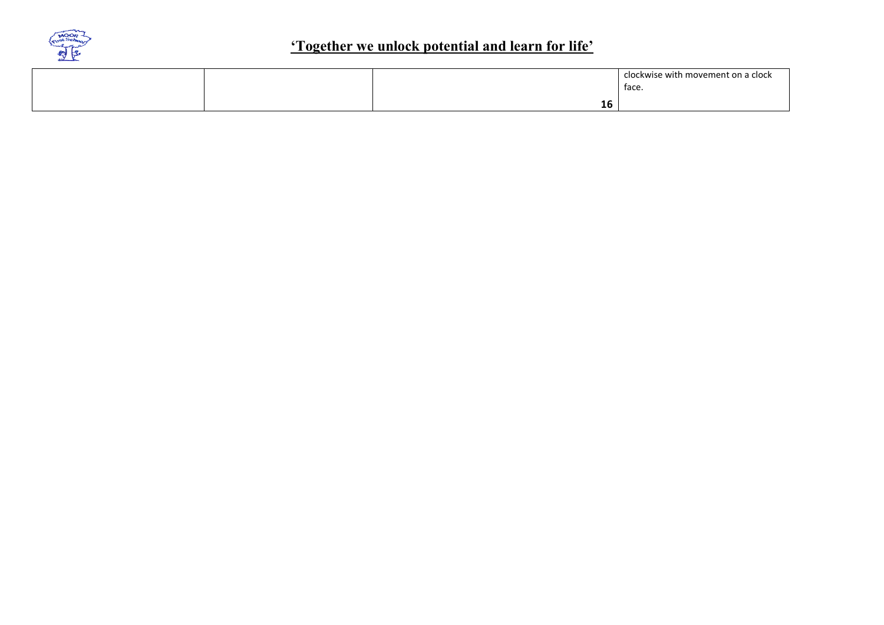| | | | |
|---|---|---|---|
| | | | clockwise with movement on a clock face. |